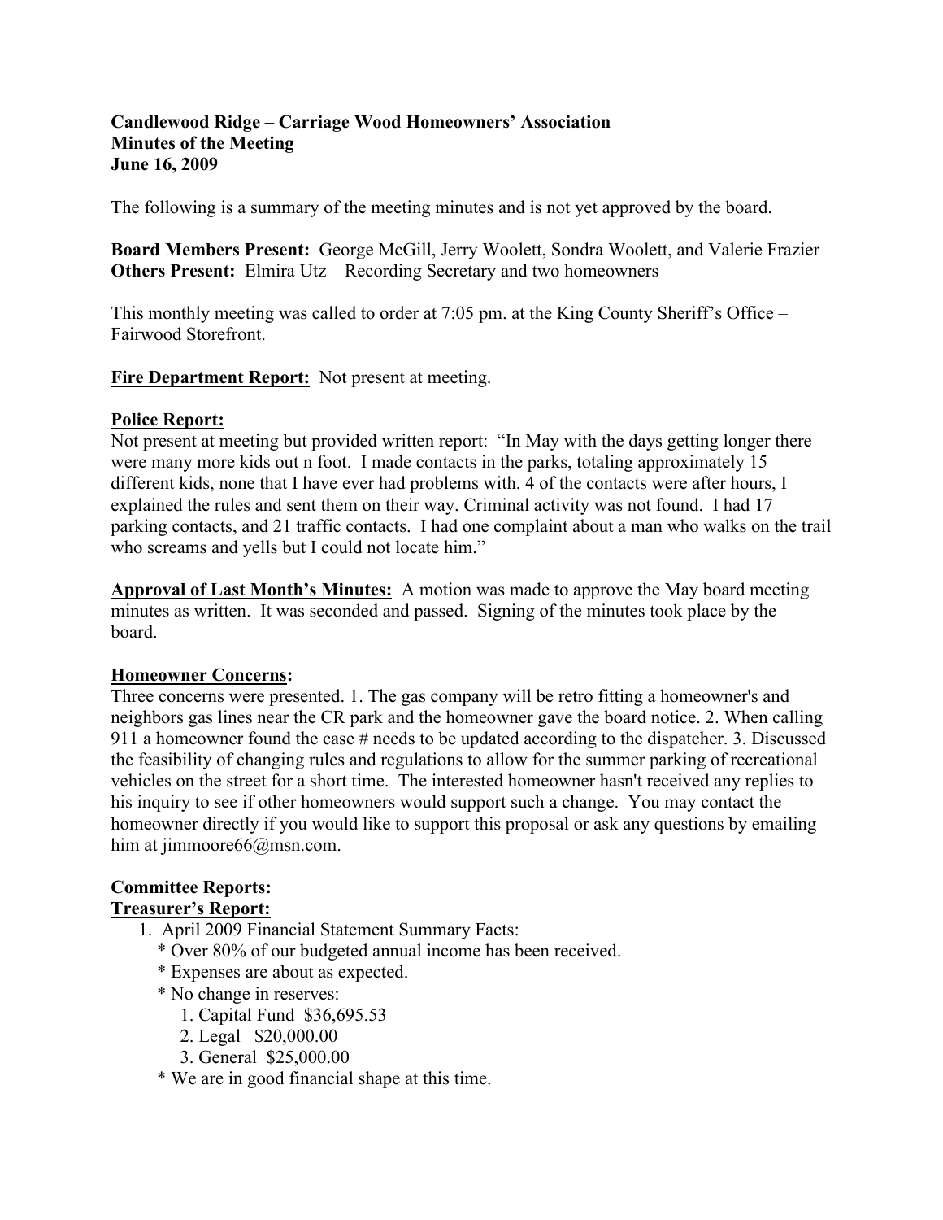**Candlewood Ridge – Carriage Wood Homeowners' Association**
**Minutes of the Meeting**
**June 16, 2009**

The following is a summary of the meeting minutes and is not yet approved by the board.

**Board Members Present:** George McGill, Jerry Woolett, Sondra Woolett, and Valerie Frazier
**Others Present:** Elmira Utz – Recording Secretary and two homeowners

This monthly meeting was called to order at 7:05 pm. at the King County Sheriff's Office – Fairwood Storefront.

**Fire Department Report:** Not present at meeting.

**Police Report:**
Not present at meeting but provided written report: "In May with the days getting longer there were many more kids out n foot. I made contacts in the parks, totaling approximately 15 different kids, none that I have ever had problems with. 4 of the contacts were after hours, I explained the rules and sent them on their way. Criminal activity was not found. I had 17 parking contacts, and 21 traffic contacts. I had one complaint about a man who walks on the trail who screams and yells but I could not locate him."

**Approval of Last Month's Minutes:** A motion was made to approve the May board meeting minutes as written. It was seconded and passed. Signing of the minutes took place by the board.

**Homeowner Concerns:**
Three concerns were presented. 1. The gas company will be retro fitting a homeowner's and neighbors gas lines near the CR park and the homeowner gave the board notice. 2. When calling 911 a homeowner found the case # needs to be updated according to the dispatcher. 3. Discussed the feasibility of changing rules and regulations to allow for the summer parking of recreational vehicles on the street for a short time. The interested homeowner hasn't received any replies to his inquiry to see if other homeowners would support such a change. You may contact the homeowner directly if you would like to support this proposal or ask any questions by emailing him at jimmoore66@msn.com.

**Committee Reports:**
**Treasurer's Report:**

1. April 2009 Financial Statement Summary Facts:
   * Over 80% of our budgeted annual income has been received.
   * Expenses are about as expected.
   * No change in reserves:
     1. Capital Fund $36,695.53
     2. Legal $20,000.00
     3. General $25,000.00
   * We are in good financial shape at this time.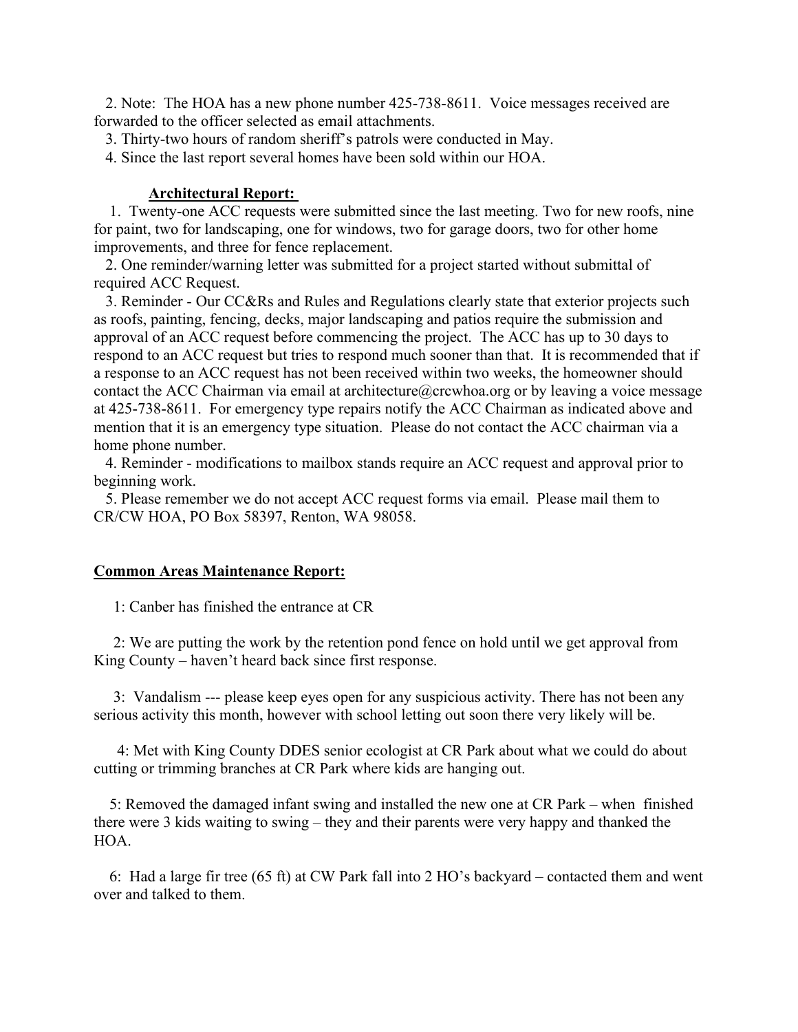2. Note: The HOA has a new phone number 425-738-8611. Voice messages received are forwarded to the officer selected as email attachments.

3. Thirty-two hours of random sheriff's patrols were conducted in May.

4. Since the last report several homes have been sold within our HOA.

**Architectural Report:**

1. Twenty-one ACC requests were submitted since the last meeting. Two for new roofs, nine for paint, two for landscaping, one for windows, two for garage doors, two for other home improvements, and three for fence replacement.

2. One reminder/warning letter was submitted for a project started without submittal of required ACC Request.

3. Reminder - Our CC&Rs and Rules and Regulations clearly state that exterior projects such as roofs, painting, fencing, decks, major landscaping and patios require the submission and approval of an ACC request before commencing the project. The ACC has up to 30 days to respond to an ACC request but tries to respond much sooner than that. It is recommended that if a response to an ACC request has not been received within two weeks, the homeowner should contact the ACC Chairman via email at architecture@crcwhoa.org or by leaving a voice message at 425-738-8611. For emergency type repairs notify the ACC Chairman as indicated above and mention that it is an emergency type situation. Please do not contact the ACC chairman via a home phone number.

4. Reminder - modifications to mailbox stands require an ACC request and approval prior to beginning work.

5. Please remember we do not accept ACC request forms via email. Please mail them to CR/CW HOA, PO Box 58397, Renton, WA 98058.

**Common Areas Maintenance Report:**

1: Canber has finished the entrance at CR

2: We are putting the work by the retention pond fence on hold until we get approval from King County – haven't heard back since first response.

3: Vandalism --- please keep eyes open for any suspicious activity. There has not been any serious activity this month, however with school letting out soon there very likely will be.

4: Met with King County DDES senior ecologist at CR Park about what we could do about cutting or trimming branches at CR Park where kids are hanging out.

5: Removed the damaged infant swing and installed the new one at CR Park – when finished there were 3 kids waiting to swing – they and their parents were very happy and thanked the HOA.

6: Had a large fir tree (65 ft) at CW Park fall into 2 HO's backyard – contacted them and went over and talked to them.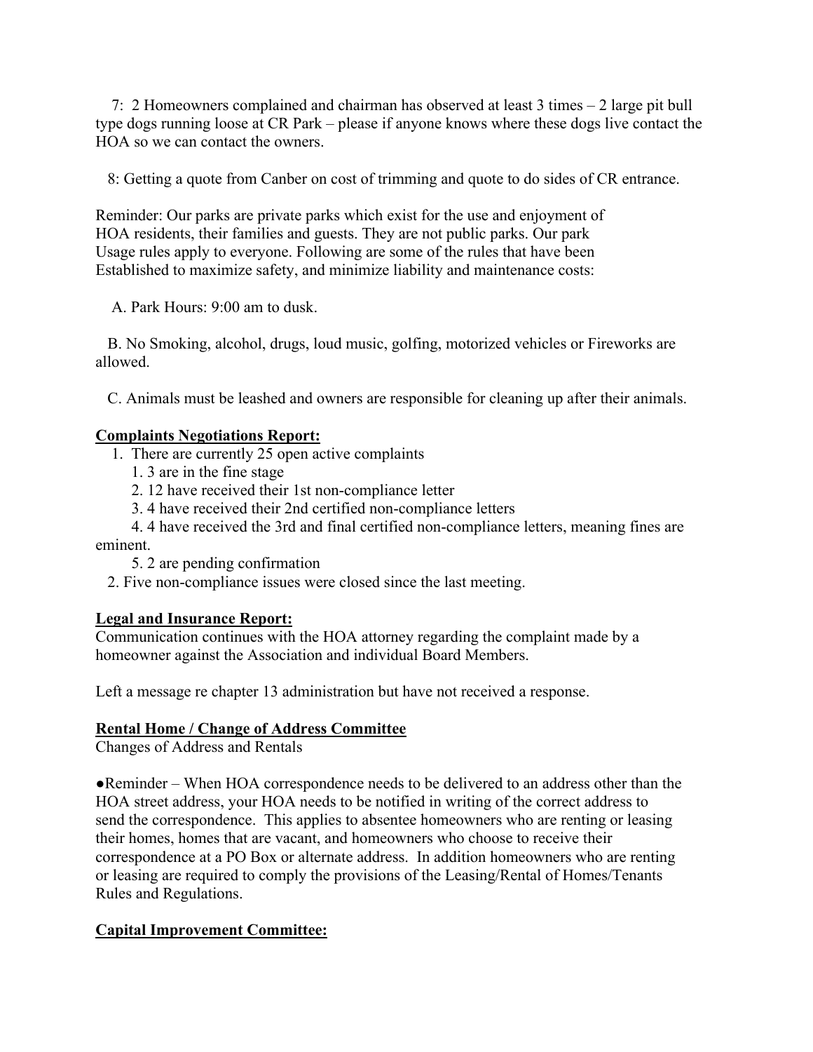7: 2 Homeowners complained and chairman has observed at least 3 times – 2 large pit bull type dogs running loose at CR Park – please if anyone knows where these dogs live contact the HOA so we can contact the owners.

8: Getting a quote from Canber on cost of trimming and quote to do sides of CR entrance.

Reminder: Our parks are private parks which exist for the use and enjoyment of HOA residents, their families and guests. They are not public parks. Our park Usage rules apply to everyone. Following are some of the rules that have been Established to maximize safety, and minimize liability and maintenance costs:

A. Park Hours: 9:00 am to dusk.

B. No Smoking, alcohol, drugs, loud music, golfing, motorized vehicles or Fireworks are allowed.

C. Animals must be leashed and owners are responsible for cleaning up after their animals.

**Complaints Negotiations Report:**

1. There are currently 25 open active complaints
    1. 3 are in the fine stage
    2. 12 have received their 1st non-compliance letter
    3. 4 have received their 2nd certified non-compliance letters
    4. 4 have received the 3rd and final certified non-compliance letters, meaning fines are eminent.
    5. 2 are pending confirmation
2. Five non-compliance issues were closed since the last meeting.

**Legal and Insurance Report:**

Communication continues with the HOA attorney regarding the complaint made by a homeowner against the Association and individual Board Members.

Left a message re chapter 13 administration but have not received a response.

**Rental Home / Change of Address Committee**

Changes of Address and Rentals

●Reminder – When HOA correspondence needs to be delivered to an address other than the HOA street address, your HOA needs to be notified in writing of the correct address to send the correspondence. This applies to absentee homeowners who are renting or leasing their homes, homes that are vacant, and homeowners who choose to receive their correspondence at a PO Box or alternate address. In addition homeowners who are renting or leasing are required to comply the provisions of the Leasing/Rental of Homes/Tenants Rules and Regulations.

**Capital Improvement Committee:**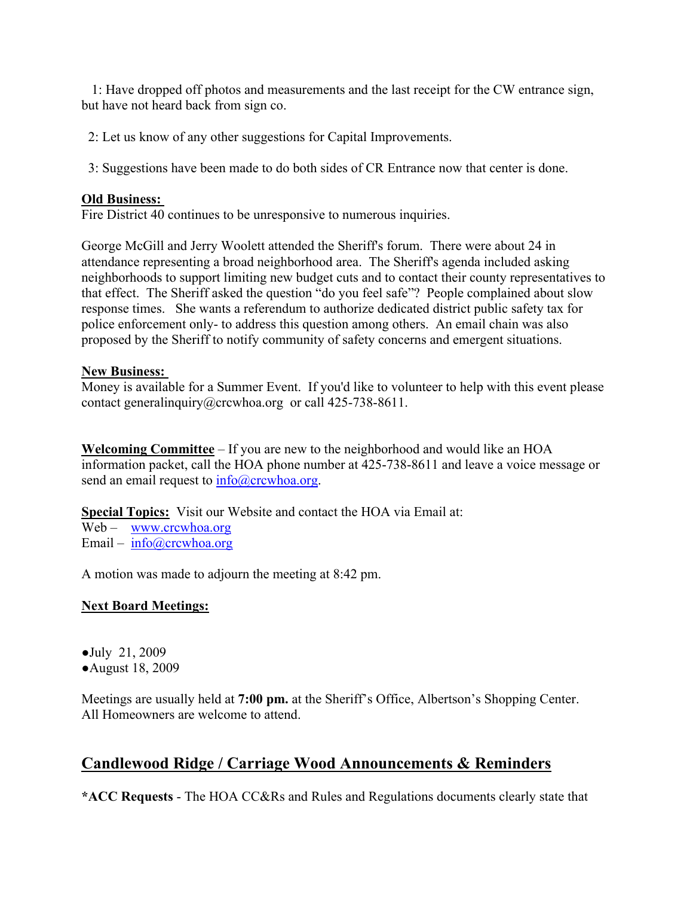1: Have dropped off photos and measurements and the last receipt for the CW entrance sign, but have not heard back from sign co.

2: Let us know of any other suggestions for Capital Improvements.

3: Suggestions have been made to do both sides of CR Entrance now that center is done.

**Old Business:**
Fire District 40 continues to be unresponsive to numerous inquiries.

George McGill and Jerry Woolett attended the Sheriff's forum. There were about 24 in attendance representing a broad neighborhood area. The Sheriff's agenda included asking neighborhoods to support limiting new budget cuts and to contact their county representatives to that effect. The Sheriff asked the question "do you feel safe"? People complained about slow response times. She wants a referendum to authorize dedicated district public safety tax for police enforcement only- to address this question among others. An email chain was also proposed by the Sheriff to notify community of safety concerns and emergent situations.

**New Business:**
Money is available for a Summer Event. If you'd like to volunteer to help with this event please contact generalinquiry@crcwhoa.org or call 425-738-8611.

**Welcoming Committee** – If you are new to the neighborhood and would like an HOA information packet, call the HOA phone number at 425-738-8611 and leave a voice message or send an email request to info@crcwhoa.org.

**Special Topics:** Visit our Website and contact the HOA via Email at:
Web – www.crcwhoa.org
Email – info@crcwhoa.org

A motion was made to adjourn the meeting at 8:42 pm.

**Next Board Meetings:**

- July 21, 2009
- August 18, 2009

Meetings are usually held at **7:00 pm.** at the Sheriff's Office, Albertson's Shopping Center. All Homeowners are welcome to attend.

## Candlewood Ridge / Carriage Wood Announcements & Reminders

***ACC Requests** - The HOA CC&Rs and Rules and Regulations documents clearly state that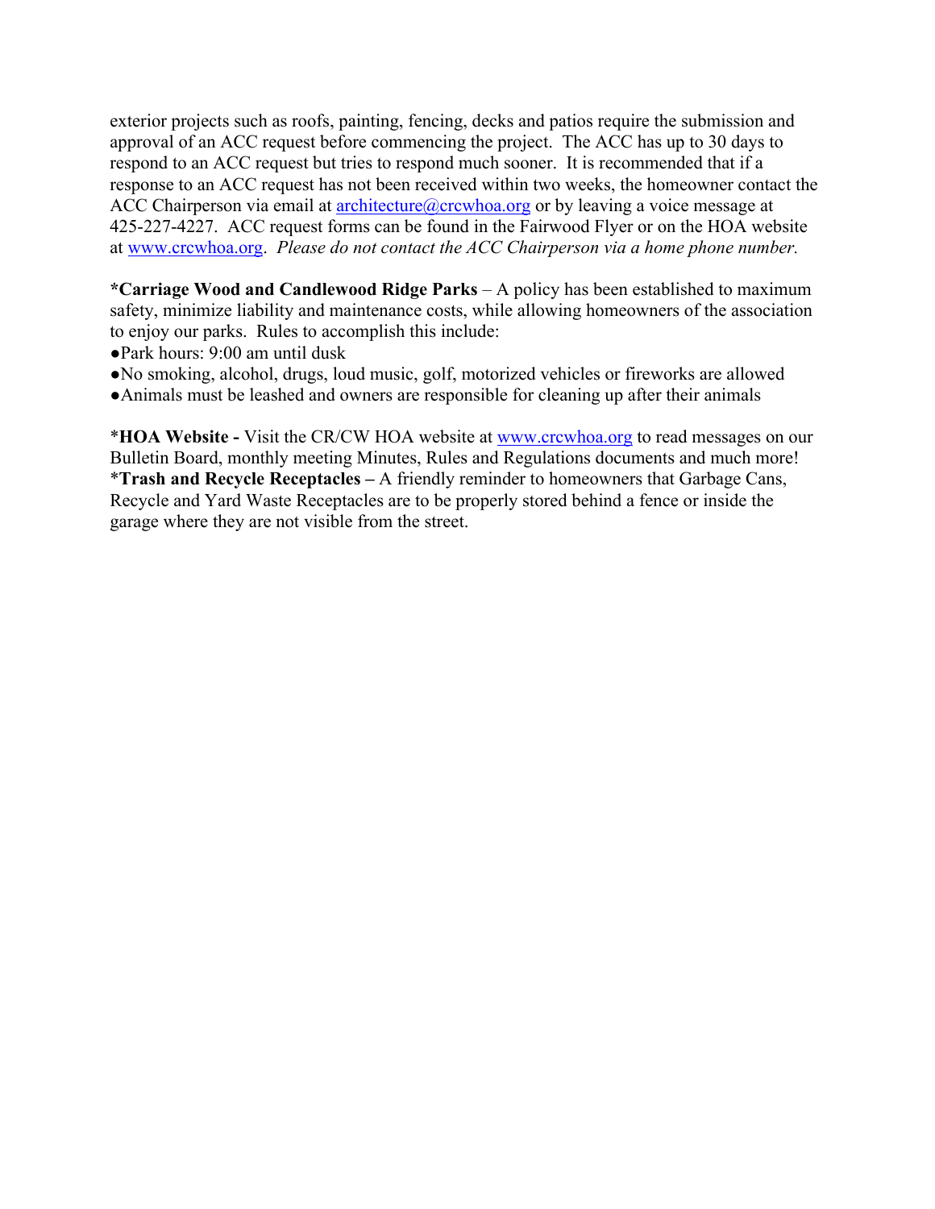exterior projects such as roofs, painting, fencing, decks and patios require the submission and approval of an ACC request before commencing the project. The ACC has up to 30 days to respond to an ACC request but tries to respond much sooner. It is recommended that if a response to an ACC request has not been received within two weeks, the homeowner contact the ACC Chairperson via email at architecture@crcwhoa.org or by leaving a voice message at 425-227-4227. ACC request forms can be found in the Fairwood Flyer or on the HOA website at www.crcwhoa.org. *Please do not contact the ACC Chairperson via a home phone number.*

***Carriage Wood and Candlewood Ridge Parks** – A policy has been established to maximum safety, minimize liability and maintenance costs, while allowing homeowners of the association to enjoy our parks. Rules to accomplish this include:

●Park hours: 9:00 am until dusk

●No smoking, alcohol, drugs, loud music, golf, motorized vehicles or fireworks are allowed

●Animals must be leashed and owners are responsible for cleaning up after their animals

\***HOA Website -** Visit the CR/CW HOA website at www.crcwhoa.org to read messages on our Bulletin Board, monthly meeting Minutes, Rules and Regulations documents and much more!

\***Trash and Recycle Receptacles –** A friendly reminder to homeowners that Garbage Cans, Recycle and Yard Waste Receptacles are to be properly stored behind a fence or inside the garage where they are not visible from the street.